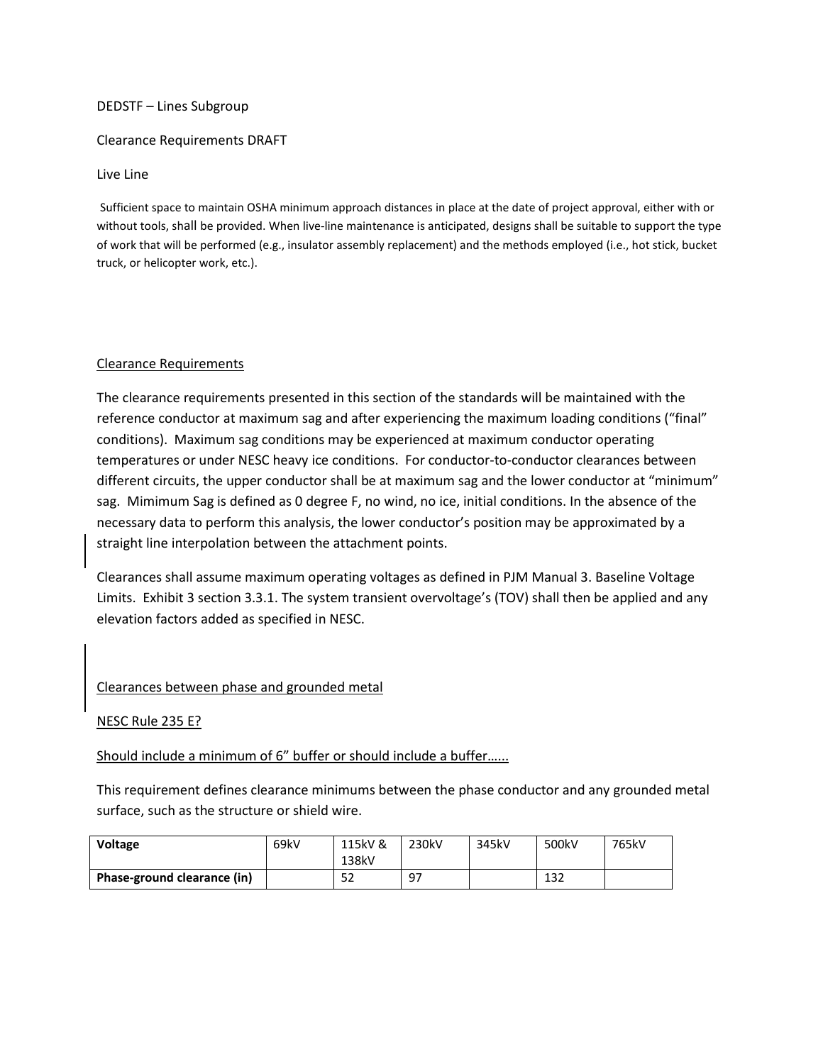DEDSTF – Lines Subgroup

Clearance Requirements DRAFT

Live Line

Sufficient space to maintain OSHA minimum approach distances in place at the date of project approval, either with or without tools, shall be provided. When live-line maintenance is anticipated, designs shall be suitable to support the type of work that will be performed (e.g., insulator assembly replacement) and the methods employed (i.e., hot stick, bucket truck, or helicopter work, etc.).

<u>Clearance Requirements</u>

The clearance requirements presented in this section of the standards will be maintained with the reference conductor at maximum sag and after experiencing the maximum loading conditions ("final" conditions). Maximum sag conditions may be experienced at maximum conductor operating temperatures or under NESC heavy ice conditions. For conductor-to-conductor clearances between different circuits, the upper conductor shall be at maximum sag and the lower conductor at "minimum" sag. Mimimum Sag is defined as 0 degree F, no wind, no ice, initial conditions. In the absence of the necessary data to perform this analysis, the lower conductor's position may be approximated by a straight line interpolation between the attachment points.

Clearances shall assume maximum operating voltages as defined in PJM Manual 3. Baseline Voltage Limits. Exhibit 3 section 3.3.1. The system transient overvoltage's (TOV) shall then be applied and any elevation factors added as specified in NESC.

<u>Clearances between phase and grounded metal</u>

<u>NESC Rule 235 E?</u>

<u>Should include a minimum of 6" buffer or should include a buffer…...</u>

This requirement defines clearance minimums between the phase conductor and any grounded metal surface, such as the structure or shield wire.

| **Voltage** | 69kV | 115kV & 138kV | 230kV | 345kV | 500kV | 765kV |
|---|---|---|---|---|---|---|
| **Phase-ground clearance (in)** | | 52 | 97 | | 132 | |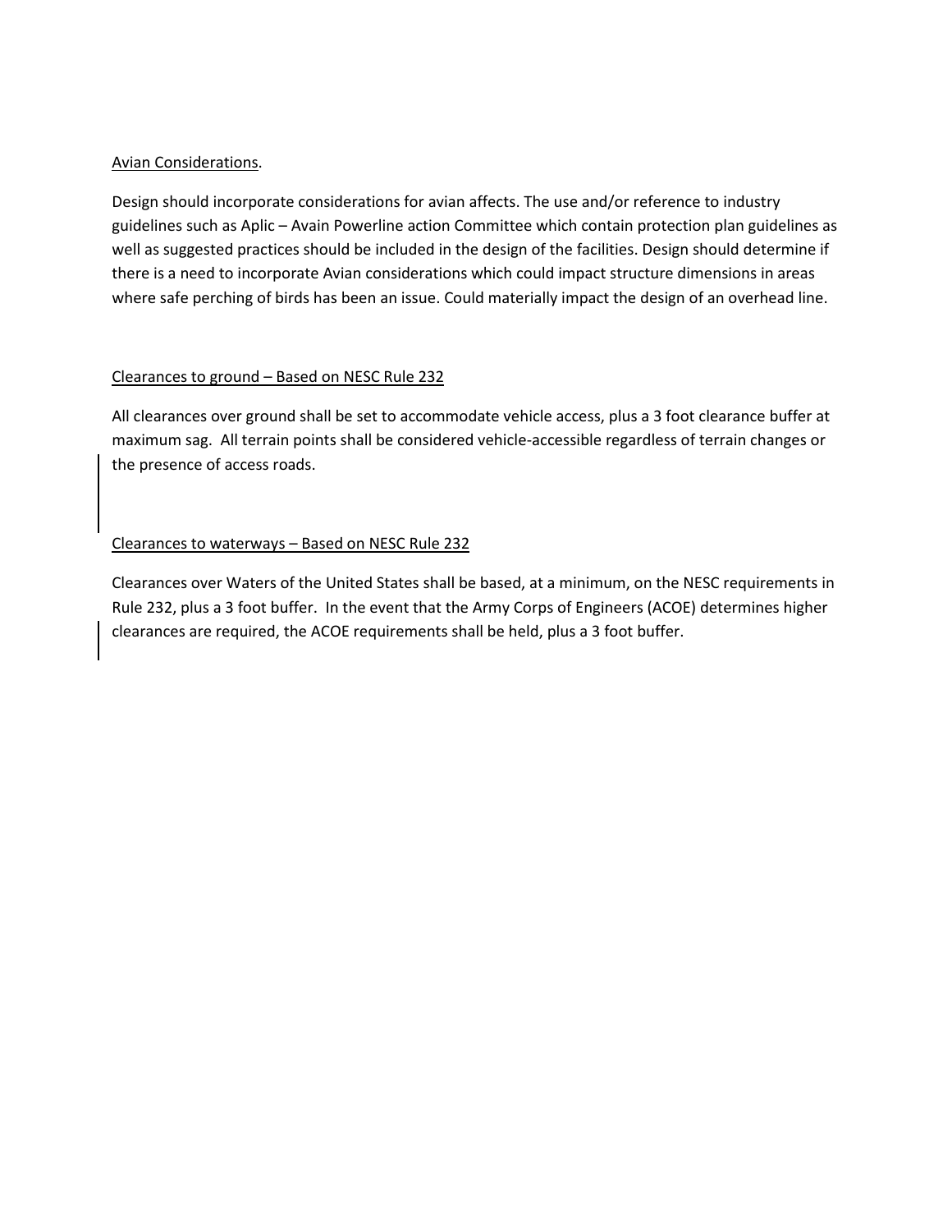<u>Avian Considerations</u>.

Design should incorporate considerations for avian affects. The use and/or reference to industry guidelines such as Aplic – Avain Powerline action Committee which contain protection plan guidelines as well as suggested practices should be included in the design of the facilities. Design should determine if there is a need to incorporate Avian considerations which could impact structure dimensions in areas where safe perching of birds has been an issue. Could materially impact the design of an overhead line.

<u>Clearances to ground – Based on NESC Rule 232</u>

All clearances over ground shall be set to accommodate vehicle access, plus a 3 foot clearance buffer at maximum sag. All terrain points shall be considered vehicle-accessible regardless of terrain changes or the presence of access roads.

<u>Clearances to waterways – Based on NESC Rule 232</u>

Clearances over Waters of the United States shall be based, at a minimum, on the NESC requirements in Rule 232, plus a 3 foot buffer. In the event that the Army Corps of Engineers (ACOE) determines higher clearances are required, the ACOE requirements shall be held, plus a 3 foot buffer.